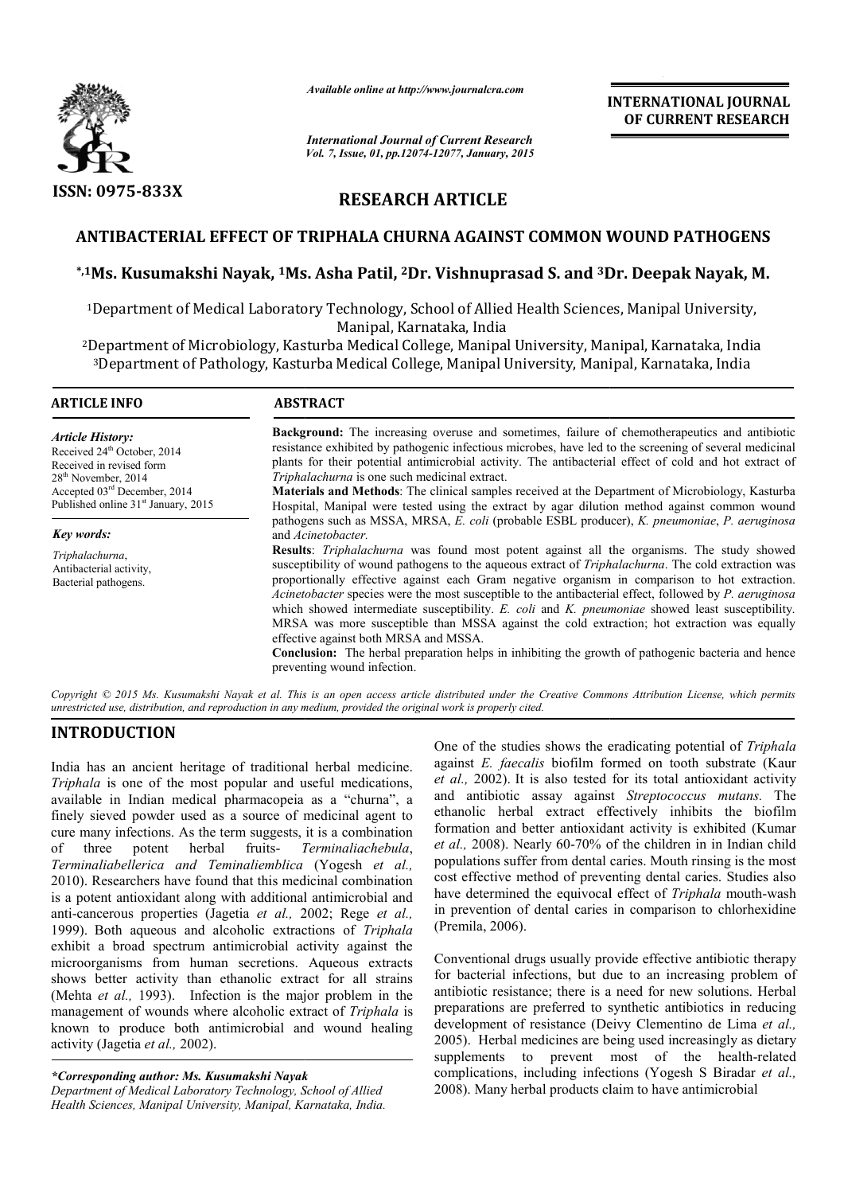ISSN: 0975-833X

*Available online at http://www.journalcra.com*

*International Journal of Current Research*
*Vol. 7, Issue, 01, pp.12074-12077, January, 2015*

**INTERNATIONAL JOURNAL OF CURRENT RESEARCH**

# RESEARCH ARTICLE

## ANTIBACTERIAL EFFECT OF TRIPHALA CHURNA AGAINST COMMON WOUND PATHOGENS

**\*,[1]Ms. Kusumakshi Nayak, [1]Ms. Asha Patil, [2]Dr. Vishnuprasad S. and [3]Dr. Deepak Nayak, M.**

[1]Department of Medical Laboratory Technology, School of Allied Health Sciences, Manipal University, Manipal, Karnataka, India

[2]Department of Microbiology, Kasturba Medical College, Manipal University, Manipal, Karnataka, India

[3]Department of Pathology, Kasturba Medical College, Manipal University, Manipal, Karnataka, India

### ARTICLE INFO

*Article History:*

Received 24[th] October, 2014
Received in revised form
28[th] November, 2014
Accepted 03[rd] December, 2014
Published online 31[st] January, 2015

*Key words:*

*Triphalachurna*,
Antibacterial activity,
Bacterial pathogens.

### ABSTRACT

**Background:** The increasing overuse and sometimes, failure of chemotherapeutics and antibiotic resistance exhibited by pathogenic infectious microbes, have led to the screening of several medicinal plants for their potential antimicrobial activity. The antibacterial effect of cold and hot extract of *Triphalachurna* is one such medicinal extract.

**Materials and Methods**: The clinical samples received at the Department of Microbiology, Kasturba Hospital, Manipal were tested using the extract by agar dilution method against common wound pathogens such as MSSA, MRSA, *E. coli* (probable ESBL producer), *K. pneumoniae*, *P. aeruginosa* and *Acinetobacter.*

**Results**: *Triphalachurna* was found most potent against all the organisms. The study showed susceptibility of wound pathogens to the aqueous extract of *Triphalachurna*. The cold extraction was proportionally effective against each Gram negative organism in comparison to hot extraction. *Acinetobacter* species were the most susceptible to the antibacterial effect, followed by *P. aeruginosa* which showed intermediate susceptibility. *E. coli* and *K. pneumoniae* showed least susceptibility. MRSA was more susceptible than MSSA against the cold extraction; hot extraction was equally effective against both MRSA and MSSA.

**Conclusion:** The herbal preparation helps in inhibiting the growth of pathogenic bacteria and hence preventing wound infection.

*Copyright © 2015 Ms. Kusumakshi Nayak et al. This is an open access article distributed under the Creative Commons Attribution License, which permits unrestricted use, distribution, and reproduction in any medium, provided the original work is properly cited.*

## INTRODUCTION

India has an ancient heritage of traditional herbal medicine. *Triphala* is one of the most popular and useful medications, available in Indian medical pharmacopeia as a "churna", a finely sieved powder used as a source of medicinal agent to cure many infections. As the term suggests, it is a combination of three potent herbal fruits- *Terminaliachebula*, *Terminaliabellerica and Teminaliemblica* (Yogesh *et al.,* 2010). Researchers have found that this medicinal combination is a potent antioxidant along with additional antimicrobial and anti-cancerous properties (Jagetia *et al.,* 2002; Rege *et al.,* 1999). Both aqueous and alcoholic extractions of *Triphala* exhibit a broad spectrum antimicrobial activity against the microorganisms from human secretions. Aqueous extracts shows better activity than ethanolic extract for all strains (Mehta *et al.,* 1993). Infection is the major problem in the management of wounds where alcoholic extract of *Triphala* is known to produce both antimicrobial and wound healing activity (Jagetia *et al.,* 2002).

One of the studies shows the eradicating potential of *Triphala* against *E. faecalis* biofilm formed on tooth substrate (Kaur *et al.,* 2002). It is also tested for its total antioxidant activity and antibiotic assay against *Streptococcus mutans.* The ethanolic herbal extract effectively inhibits the biofilm formation and better antioxidant activity is exhibited (Kumar *et al.,* 2008). Nearly 60-70% of the children in in Indian child populations suffer from dental caries. Mouth rinsing is the most cost effective method of preventing dental caries. Studies also have determined the equivocal effect of *Triphala* mouth-wash in prevention of dental caries in comparison to chlorhexidine (Premila, 2006).

Conventional drugs usually provide effective antibiotic therapy for bacterial infections, but due to an increasing problem of antibiotic resistance; there is a need for new solutions. Herbal preparations are preferred to synthetic antibiotics in reducing development of resistance (Deivy Clementino de Lima *et al.,* 2005). Herbal medicines are being used increasingly as dietary supplements to prevent most of the health-related complications, including infections (Yogesh S Biradar *et al.,* 2008). Many herbal products claim to have antimicrobial

*\*Corresponding author: Ms. Kusumakshi Nayak*
*Department of Medical Laboratory Technology, School of Allied Health Sciences, Manipal University, Manipal, Karnataka, India.*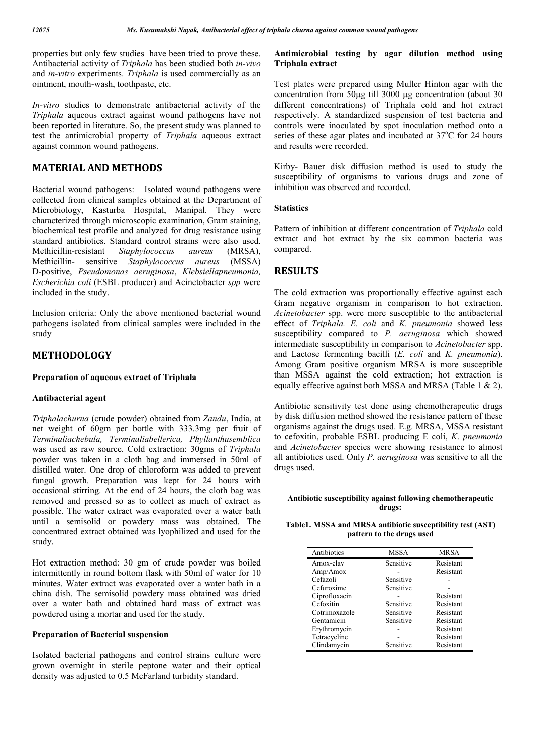properties but only few studies have been tried to prove these. Antibacterial activity of *Triphala* has been studied both *in-vivo* and *in-vitro* experiments. *Triphala* is used commercially as an ointment, mouth-wash, toothpaste, etc.

*In-vitro* studies to demonstrate antibacterial activity of the *Triphala* aqueous extract against wound pathogens have not been reported in literature. So, the present study was planned to test the antimicrobial property of *Triphala* aqueous extract against common wound pathogens.

## MATERIAL AND METHODS

Bacterial wound pathogens: Isolated wound pathogens were collected from clinical samples obtained at the Department of Microbiology, Kasturba Hospital, Manipal. They were characterized through microscopic examination, Gram staining, biochemical test profile and analyzed for drug resistance using standard antibiotics. Standard control strains were also used. Methicillin-resistant *Staphylococcus aureus* (MRSA), Methicillin- sensitive *Staphylococcus aureus* (MSSA) D-positive, *Pseudomonas aeruginosa*, *Klebsiellapneumonia, Escherichia coli* (ESBL producer) and Acinetobacter *spp* were included in the study.

Inclusion criteria: Only the above mentioned bacterial wound pathogens isolated from clinical samples were included in the study

## METHODOLOGY

### Preparation of aqueous extract of Triphala

### Antibacterial agent

*Triphalachurna* (crude powder) obtained from *Zandu*, India, at net weight of 60gm per bottle with 333.3mg per fruit of *Terminaliachebula, Terminaliabellerica, Phyllanthusemblica* was used as raw source. Cold extraction: 30gms of *Triphala* powder was taken in a cloth bag and immersed in 50ml of distilled water. One drop of chloroform was added to prevent fungal growth. Preparation was kept for 24 hours with occasional stirring. At the end of 24 hours, the cloth bag was removed and pressed so as to collect as much of extract as possible. The water extract was evaporated over a water bath until a semisolid or powdery mass was obtained. The concentrated extract obtained was lyophilized and used for the study.

Hot extraction method: 30 gm of crude powder was boiled intermittently in round bottom flask with 50ml of water for 10 minutes. Water extract was evaporated over a water bath in a china dish. The semisolid powdery mass obtained was dried over a water bath and obtained hard mass of extract was powdered using a mortar and used for the study.

### Preparation of Bacterial suspension

Isolated bacterial pathogens and control strains culture were grown overnight in sterile peptone water and their optical density was adjusted to 0.5 McFarland turbidity standard.

### Antimicrobial testing by agar dilution method using Triphala extract

Test plates were prepared using Muller Hinton agar with the concentration from 50µg till 3000 µg concentration (about 30 different concentrations) of Triphala cold and hot extract respectively. A standardized suspension of test bacteria and controls were inoculated by spot inoculation method onto a series of these agar plates and incubated at 37°C for 24 hours and results were recorded.

Kirby- Bauer disk diffusion method is used to study the susceptibility of organisms to various drugs and zone of inhibition was observed and recorded.

### Statistics

Pattern of inhibition at different concentration of *Triphala* cold extract and hot extract by the six common bacteria was compared.

## RESULTS

The cold extraction was proportionally effective against each Gram negative organism in comparison to hot extraction. *Acinetobacter* spp. were more susceptible to the antibacterial effect of *Triphala. E. coli* and *K. pneumonia* showed less susceptibility compared to *P. aeruginosa* which showed intermediate susceptibility in comparison to *Acinetobacter* spp. and Lactose fermenting bacilli (*E. coli* and *K. pneumonia*). Among Gram positive organism MRSA is more susceptible than MSSA against the cold extraction; hot extraction is equally effective against both MSSA and MRSA (Table 1 & 2).

Antibiotic sensitivity test done using chemotherapeutic drugs by disk diffusion method showed the resistance pattern of these organisms against the drugs used. E.g. MRSA, MSSA resistant to cefoxitin, probable ESBL producing E coli, *K*. *pneumonia* and *Acinetobacter* species were showing resistance to almost all antibiotics used. Only *P*. *aeruginosa* was sensitive to all the drugs used.

**Antibiotic susceptibility against following chemotherapeutic drugs:**

**Table1. MSSA and MRSA antibiotic susceptibility test (AST) pattern to the drugs used**

| Antibiotics | MSSA | MRSA |
|---|---|---|
| Amox-clav | Sensitive | Resistant |
| Amp/Amox | - | Resistant |
| Cefazoli | Sensitive | - |
| Cefuroxime | Sensitive | - |
| Ciprofloxacin | - | Resistant |
| Cefoxitin | Sensitive | Resistant |
| Cotrimoxazole | Sensitive | Resistant |
| Gentamicin | Sensitive | Resistant |
| Erythromycin | - | Resistant |
| Tetracycline | - | Resistant |
| Clindamycin | Sensitive | Resistant |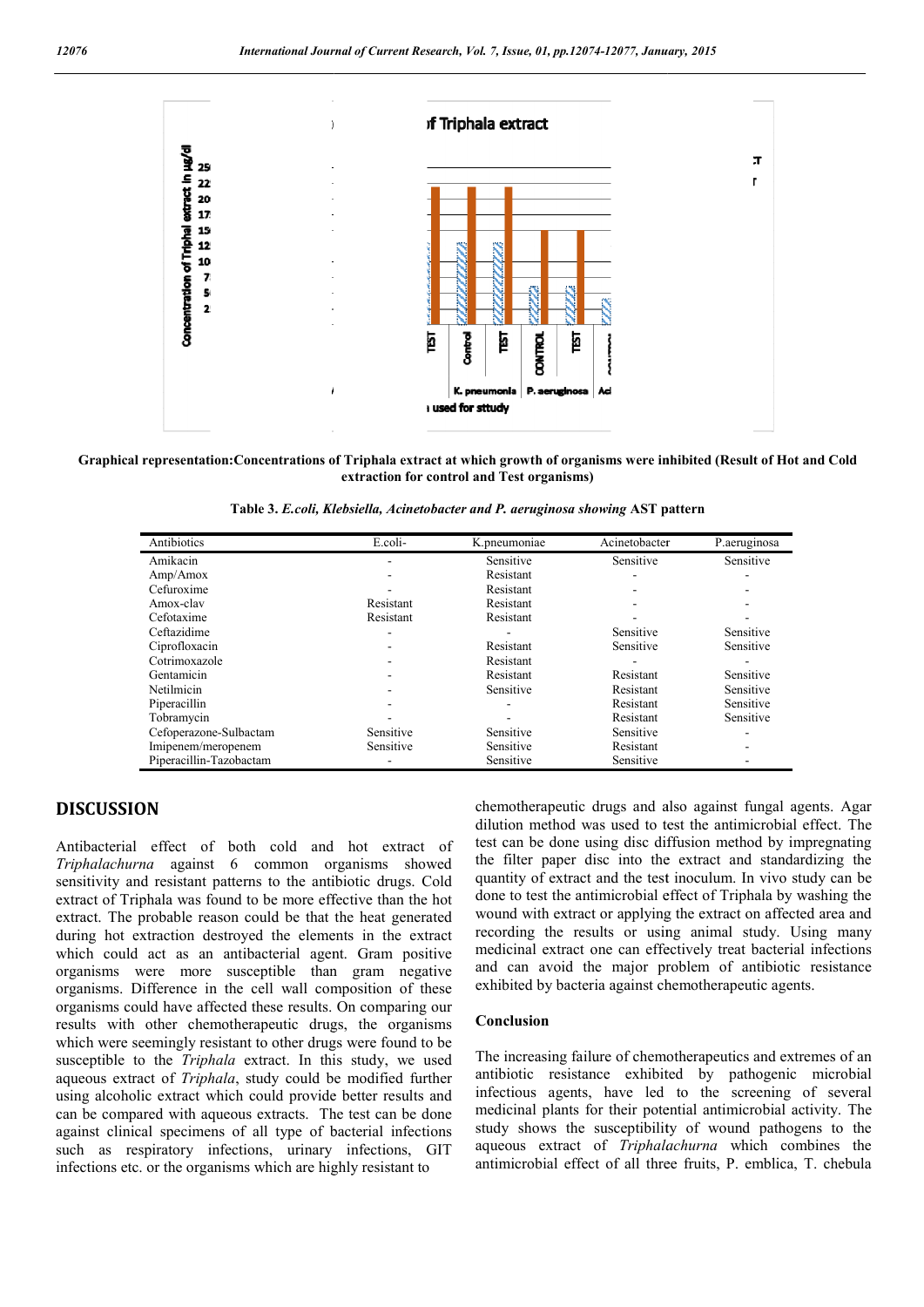Graphical representation:Concentrations of Triphala extract at which growth of organisms were inhibited (Result of Hot and Cold extraction for control and Test organisms)

**Table 3.** ***E.coli, Klebsiella, Acinetobacter and P. aeruginosa showing*** **AST pattern**

| Antibiotics | E.coli- | K.pneumoniae | Acinetobacter | P.aeruginosa |
|---|---|---|---|---|
| Amikacin | - | Sensitive | Sensitive | Sensitive |
| Amp/Amox | - | Resistant | - | - |
| Cefuroxime | - | Resistant | - | - |
| Amox-clav | Resistant | Resistant | - | - |
| Cefotaxime | Resistant | Resistant | - | - |
| Ceftazidime | - | - | Sensitive | Sensitive |
| Ciprofloxacin | - | Resistant | Sensitive | Sensitive |
| Cotrimoxazole | - | Resistant | - | - |
| Gentamicin | - | Resistant | Resistant | Sensitive |
| Netilmicin | - | Sensitive | Resistant | Sensitive |
| Piperacillin | - | - | Resistant | Sensitive |
| Tobramycin | - | - | Resistant | Sensitive |
| Cefoperazone-Sulbactam | Sensitive | Sensitive | Sensitive | - |
| Imipenem/meropenem | Sensitive | Sensitive | Resistant | - |
| Piperacillin-Tazobactam | - | Sensitive | Sensitive | - |

## DISCUSSION

Antibacterial effect of both cold and hot extract of *Triphalachurna* against 6 common organisms showed sensitivity and resistant patterns to the antibiotic drugs. Cold extract of Triphala was found to be more effective than the hot extract. The probable reason could be that the heat generated during hot extraction destroyed the elements in the extract which could act as an antibacterial agent. Gram positive organisms were more susceptible than gram negative organisms. Difference in the cell wall composition of these organisms could have affected these results. On comparing our results with other chemotherapeutic drugs, the organisms which were seemingly resistant to other drugs were found to be susceptible to the *Triphala* extract. In this study, we used aqueous extract of *Triphala*, study could be modified further using alcoholic extract which could provide better results and can be compared with aqueous extracts. The test can be done against clinical specimens of all type of bacterial infections such as respiratory infections, urinary infections, GIT infections etc. or the organisms which are highly resistant to chemotherapeutic drugs and also against fungal agents. Agar dilution method was used to test the antimicrobial effect. The test can be done using disc diffusion method by impregnating the filter paper disc into the extract and standardizing the quantity of extract and the test inoculum. In vivo study can be done to test the antimicrobial effect of Triphala by washing the wound with extract or applying the extract on affected area and recording the results or using animal study. Using many medicinal extract one can effectively treat bacterial infections and can avoid the major problem of antibiotic resistance exhibited by bacteria against chemotherapeutic agents.

### Conclusion

The increasing failure of chemotherapeutics and extremes of an antibiotic resistance exhibited by pathogenic microbial infectious agents, have led to the screening of several medicinal plants for their potential antimicrobial activity. The study shows the susceptibility of wound pathogens to the aqueous extract of *Triphalachurna* which combines the antimicrobial effect of all three fruits, P. emblica, T. chebula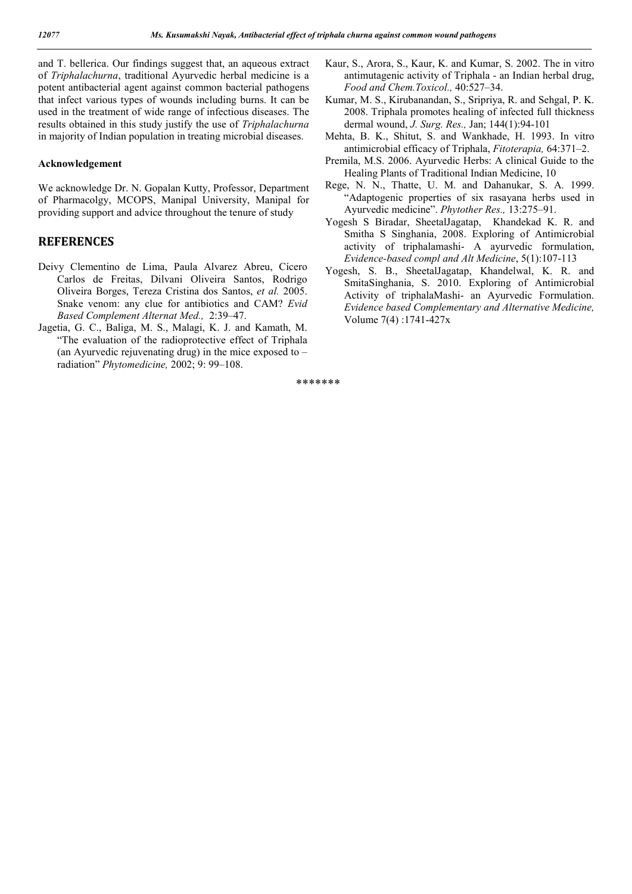and T. bellerica. Our findings suggest that, an aqueous extract of *Triphalachurna*, traditional Ayurvedic herbal medicine is a potent antibacterial agent against common bacterial pathogens that infect various types of wounds including burns. It can be used in the treatment of wide range of infectious diseases. The results obtained in this study justify the use of *Triphalachurna* in majority of Indian population in treating microbial diseases.

### Acknowledgement

We acknowledge Dr. N. Gopalan Kutty, Professor, Department of Pharmacolgy, MCOPS, Manipal University, Manipal for providing support and advice throughout the tenure of study

## REFERENCES

Deivy Clementino de Lima, Paula Alvarez Abreu, Cícero Carlos de Freitas, Dilvani Oliveira Santos, Rodrigo Oliveira Borges, Tereza Cristina dos Santos, *et al.* 2005. Snake venom: any clue for antibiotics and CAM? *Evid Based Complement Alternat Med.,* 2:39–47.

Jagetia, G. C., Baliga, M. S., Malagi, K. J. and Kamath, M. "The evaluation of the radioprotective effect of Triphala (an Ayurvedic rejuvenating drug) in the mice exposed to – radiation" *Phytomedicine,* 2002; 9: 99–108.

Kaur, S., Arora, S., Kaur, K. and Kumar, S. 2002. The in vitro antimutagenic activity of Triphala - an Indian herbal drug, *Food and Chem.Toxicol.,* 40:527–34.

Kumar, M. S., Kirubanandan, S., Sripriya, R. and Sehgal, P. K. 2008. Triphala promotes healing of infected full thickness dermal wound, *J. Surg. Res.,* Jan; 144(1):94-101

Mehta, B. K., Shitut, S. and Wankhade, H. 1993. In vitro antimicrobial efficacy of Triphala, *Fitoterapia,* 64:371–2.

Premila, M.S. 2006. Ayurvedic Herbs: A clinical Guide to the Healing Plants of Traditional Indian Medicine, 10

Rege, N. N., Thatte, U. M. and Dahanukar, S. A. 1999. "Adaptogenic properties of six rasayana herbs used in Ayurvedic medicine". *Phytother Res.,* 13:275–91.

Yogesh S Biradar, SheetalJagatap, Khandekad K. R. and Smitha S Singhania, 2008. Exploring of Antimicrobial activity of triphalamashi- A ayurvedic formulation, *Evidence-based compl and Alt Medicine*, 5(1):107-113

Yogesh, S. B., SheetalJagatap, Khandelwal, K. R. and SmitaSinghania, S. 2010. Exploring of Antimicrobial Activity of triphalaMashi- an Ayurvedic Formulation. *Evidence based Complementary and Alternative Medicine,* Volume 7(4) :1741-427x

\*\*\*\*\*\*\*